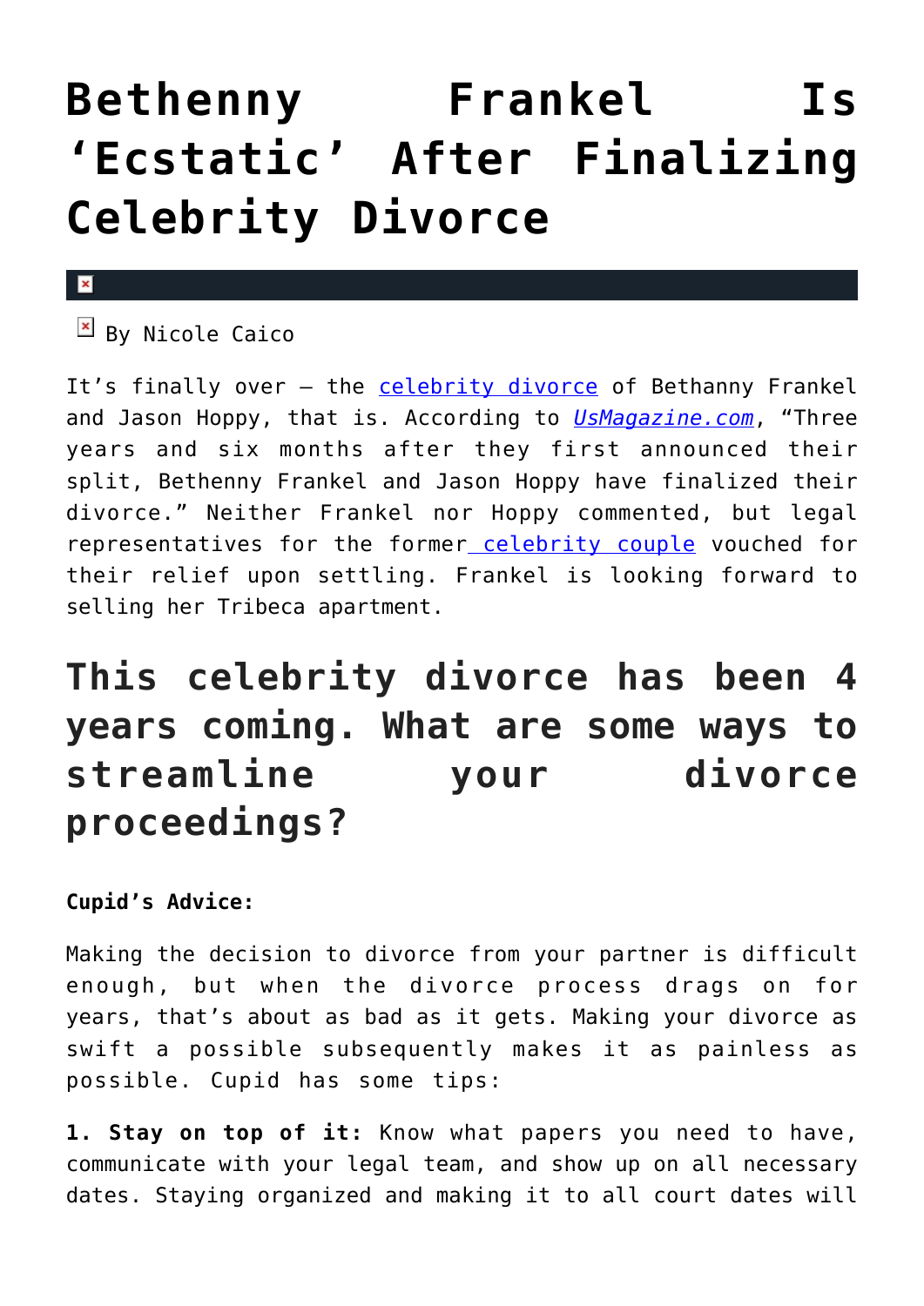# Bethenny Frankel Is 'Ecstatic' After Finalizing Celebrity Divorce

By Nicole Caico

It's finally over – the celebrity divorce of Bethanny Frankel and Jason Hoppy, that is. According to *UsMagazine.com*, "Three years and six months after they first announced their split, Bethenny Frankel and Jason Hoppy have finalized their divorce." Neither Frankel nor Hoppy commented, but legal representatives for the former celebrity couple vouched for their relief upon settling. Frankel is looking forward to selling her Tribeca apartment.

## This celebrity divorce has been 4 years coming. What are some ways to streamline your divorce proceedings?

**Cupid's Advice:**

Making the decision to divorce from your partner is difficult enough, but when the divorce process drags on for years, that's about as bad as it gets. Making your divorce as swift a possible subsequently makes it as painless as possible. Cupid has some tips:

**1. Stay on top of it:** Know what papers you need to have, communicate with your legal team, and show up on all necessary dates. Staying organized and making it to all court dates will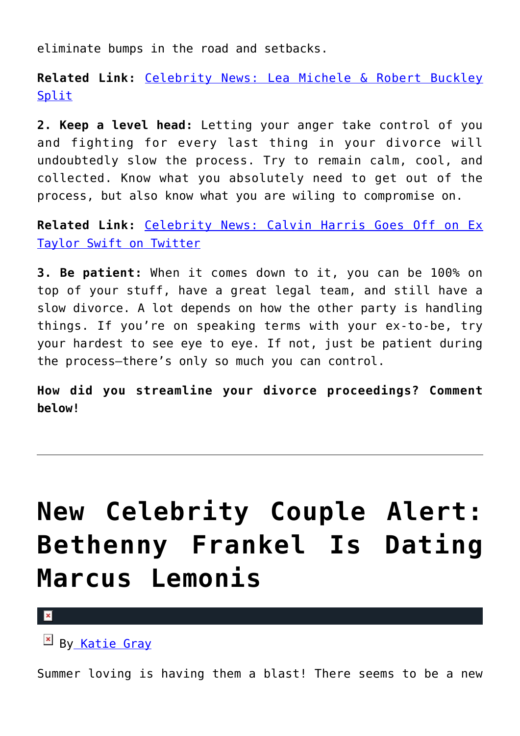eliminate bumps in the road and setbacks.

**Related Link:** [Celebrity News: Lea Michele & Robert Buckley Split]()

**2. Keep a level head:** Letting your anger take control of you and fighting for every last thing in your divorce will undoubtedly slow the process. Try to remain calm, cool, and collected. Know what you absolutely need to get out of the process, but also know what you are wiling to compromise on.

**Related Link:** [Celebrity News: Calvin Harris Goes Off on Ex Taylor Swift on Twitter]()

**3. Be patient:** When it comes down to it, you can be 100% on top of your stuff, have a great legal team, and still have a slow divorce. A lot depends on how the other party is handling things. If you're on speaking terms with your ex-to-be, try your hardest to see eye to eye. If not, just be patient during the process—there's only so much you can control.

**How did you streamline your divorce proceedings? Comment below!**

---

# New Celebrity Couple Alert: Bethenny Frankel Is Dating Marcus Lemonis

By [Katie Gray]()

Summer loving is having them a blast! There seems to be a new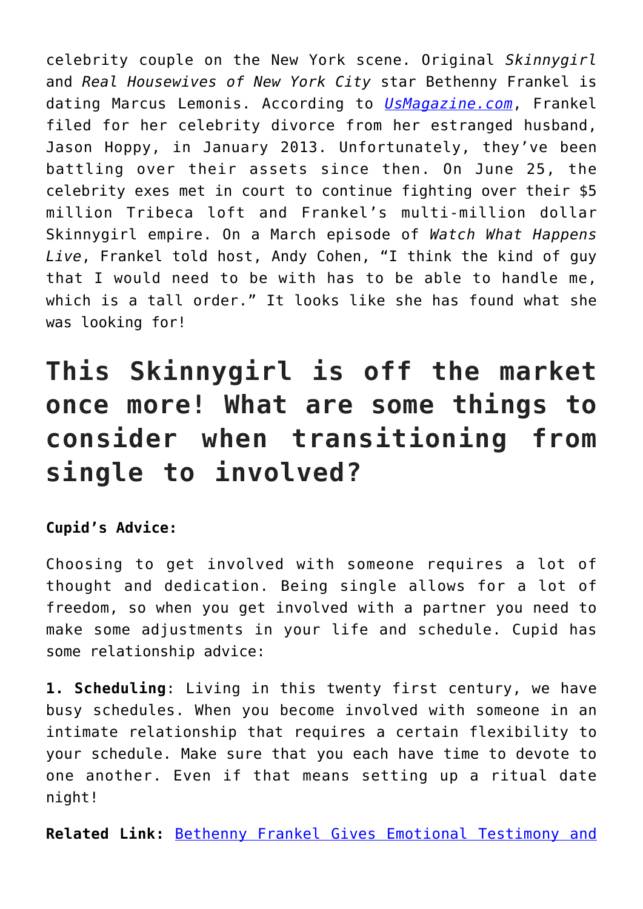celebrity couple on the New York scene. Original *Skinnygirl* and *Real Housewives of New York City* star Bethenny Frankel is dating Marcus Lemonis. According to [UsMagazine.com](), Frankel filed for her celebrity divorce from her estranged husband, Jason Hoppy, in January 2013. Unfortunately, they've been battling over their assets since then. On June 25, the celebrity exes met in court to continue fighting over their $5 million Tribeca loft and Frankel's multi-million dollar Skinnygirl empire. On a March episode of *Watch What Happens Live*, Frankel told host, Andy Cohen, "I think the kind of guy that I would need to be with has to be able to handle me, which is a tall order." It looks like she has found what she was looking for!

## This Skinnygirl is off the market once more! What are some things to consider when transitioning from single to involved?

**Cupid's Advice:**

Choosing to get involved with someone requires a lot of thought and dedication. Being single allows for a lot of freedom, so when you get involved with a partner you need to make some adjustments in your life and schedule. Cupid has some relationship advice:

**1. Scheduling**: Living in this twenty first century, we have busy schedules. When you become involved with someone in an intimate relationship that requires a certain flexibility to your schedule. Make sure that you each have time to devote to one another. Even if that means setting up a ritual date night!

**Related Link:** [Bethenny Frankel Gives Emotional Testimony and]()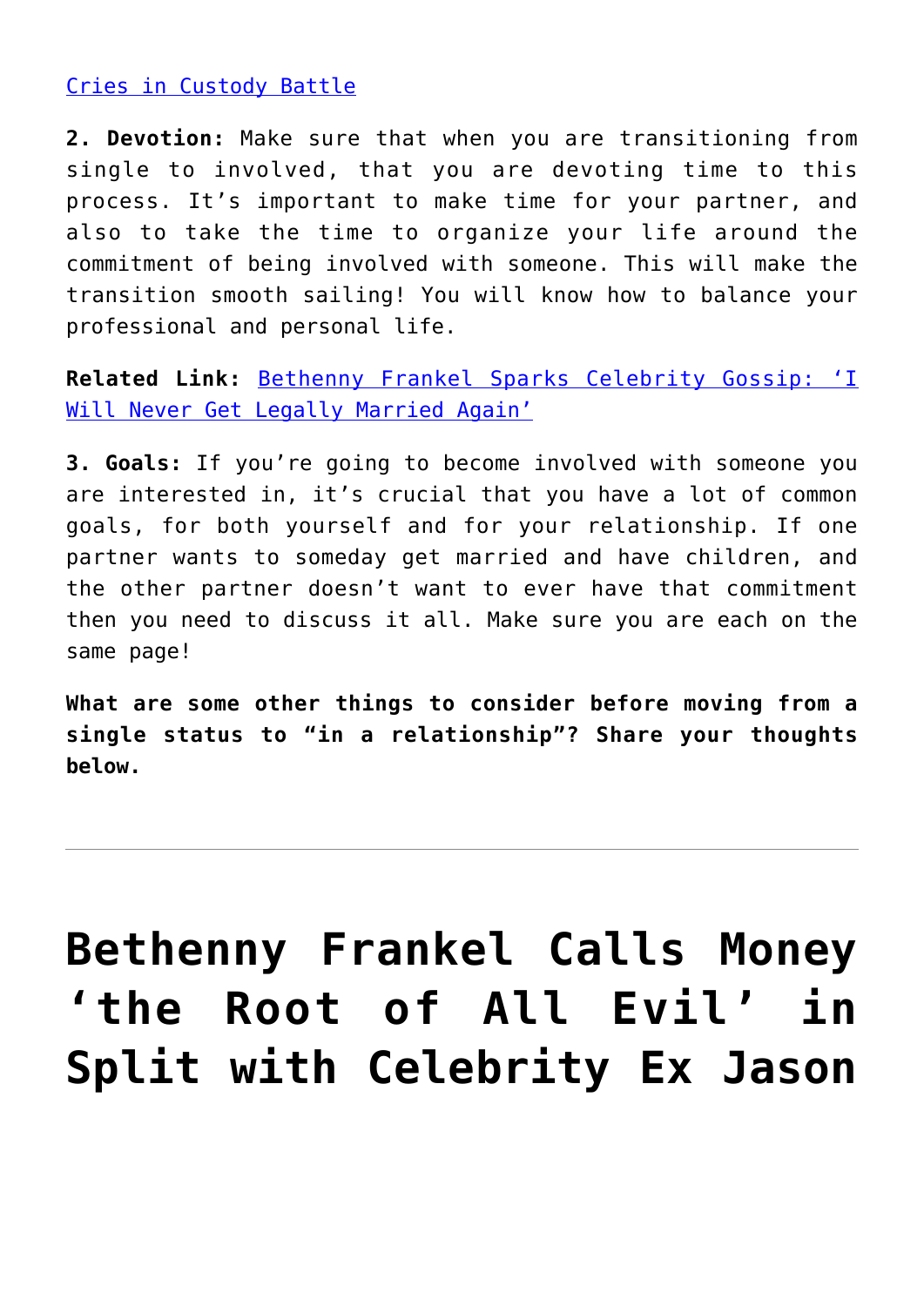[Cries in Custody Battle]

**2. Devotion:** Make sure that when you are transitioning from single to involved, that you are devoting time to this process. It's important to make time for your partner, and also to take the time to organize your life around the commitment of being involved with someone. This will make the transition smooth sailing! You will know how to balance your professional and personal life.

**Related Link:** [Bethenny Frankel Sparks Celebrity Gossip: 'I Will Never Get Legally Married Again']

**3. Goals:** If you're going to become involved with someone you are interested in, it's crucial that you have a lot of common goals, for both yourself and for your relationship. If one partner wants to someday get married and have children, and the other partner doesn't want to ever have that commitment then you need to discuss it all. Make sure you are each on the same page!

**What are some other things to consider before moving from a single status to "in a relationship"? Share your thoughts below.**

---

# Bethenny Frankel Calls Money 'the Root of All Evil' in Split with Celebrity Ex Jason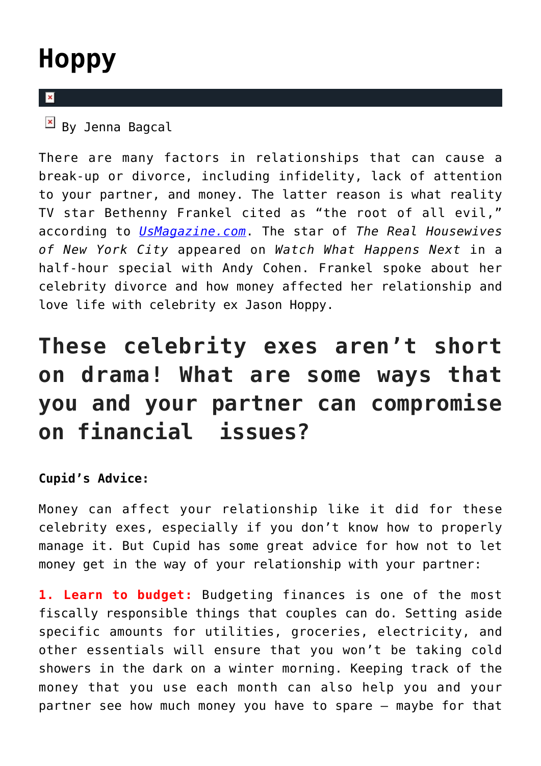# Hoppy

By Jenna Bagcal

There are many factors in relationships that can cause a break-up or divorce, including infidelity, lack of attention to your partner, and money. The latter reason is what reality TV star Bethenny Frankel cited as "the root of all evil," according to [UsMagazine.com](UsMagazine.com). The star of *The Real Housewives of New York City* appeared on *Watch What Happens Next* in a half-hour special with Andy Cohen. Frankel spoke about her celebrity divorce and how money affected her relationship and love life with celebrity ex Jason Hoppy.

## These celebrity exes aren't short on drama! What are some ways that you and your partner can compromise on financial issues?

**Cupid's Advice:**

Money can affect your relationship like it did for these celebrity exes, especially if you don't know how to properly manage it. But Cupid has some great advice for how not to let money get in the way of your relationship with your partner:

**1. Learn to budget:** Budgeting finances is one of the most fiscally responsible things that couples can do. Setting aside specific amounts for utilities, groceries, electricity, and other essentials will ensure that you won't be taking cold showers in the dark on a winter morning. Keeping track of the money that you use each month can also help you and your partner see how much money you have to spare — maybe for that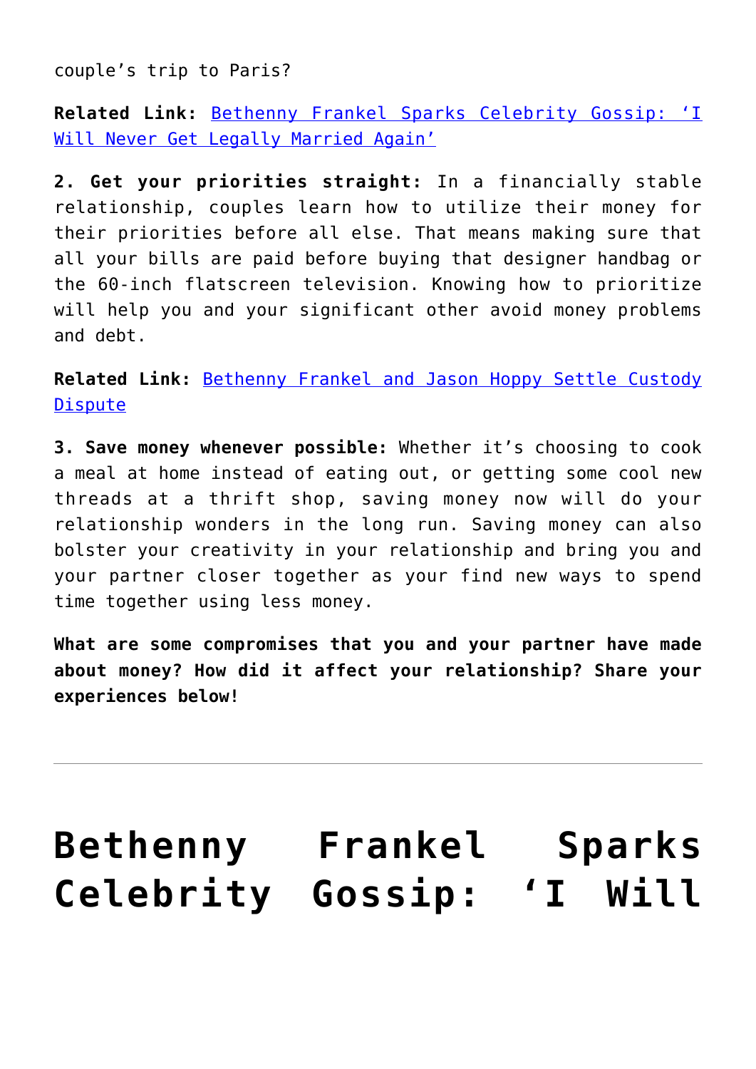couple's trip to Paris?

**Related Link:** [Bethenny Frankel Sparks Celebrity Gossip: 'I Will Never Get Legally Married Again']()

**2. Get your priorities straight:** In a financially stable relationship, couples learn how to utilize their money for their priorities before all else. That means making sure that all your bills are paid before buying that designer handbag or the 60-inch flatscreen television. Knowing how to prioritize will help you and your significant other avoid money problems and debt.

**Related Link:** [Bethenny Frankel and Jason Hoppy Settle Custody Dispute]()

**3. Save money whenever possible:** Whether it's choosing to cook a meal at home instead of eating out, or getting some cool new threads at a thrift shop, saving money now will do your relationship wonders in the long run. Saving money can also bolster your creativity in your relationship and bring you and your partner closer together as your find new ways to spend time together using less money.

**What are some compromises that you and your partner have made about money? How did it affect your relationship? Share your experiences below!**

---

# Bethenny Frankel Sparks Celebrity Gossip: 'I Will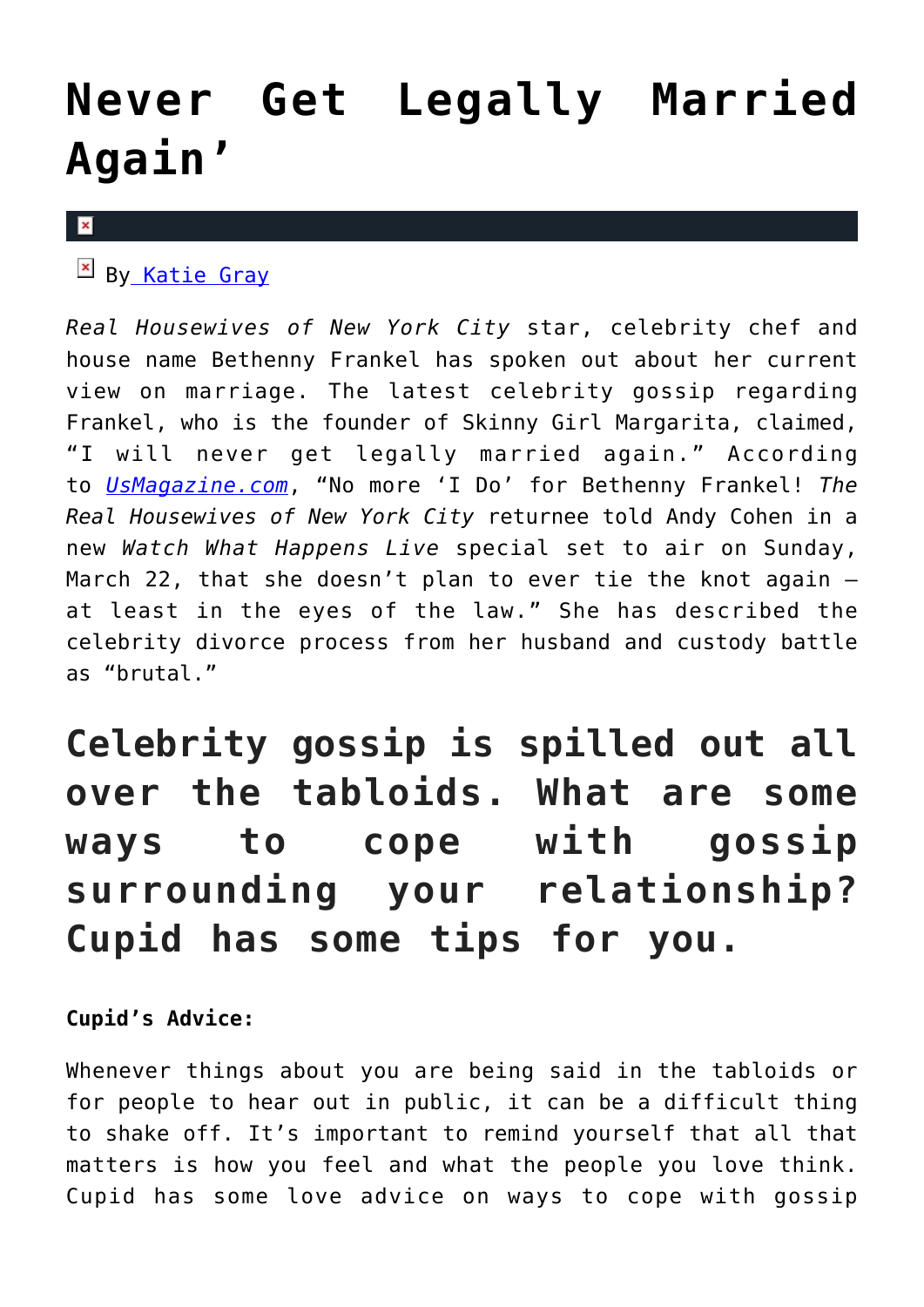# Never Get Legally Married Again'

By [Katie Gray]

*Real Housewives of New York City* star, celebrity chef and house name Bethenny Frankel has spoken out about her current view on marriage. The latest celebrity gossip regarding Frankel, who is the founder of Skinny Girl Margarita, claimed, "I will never get legally married again." According to *UsMagazine.com*, "No more 'I Do' for Bethenny Frankel! *The Real Housewives of New York City* returnee told Andy Cohen in a new *Watch What Happens Live* special set to air on Sunday, March 22, that she doesn't plan to ever tie the knot again — at least in the eyes of the law." She has described the celebrity divorce process from her husband and custody battle as "brutal."

## Celebrity gossip is spilled out all over the tabloids. What are some ways to cope with gossip surrounding your relationship? Cupid has some tips for you.

**Cupid's Advice:**

Whenever things about you are being said in the tabloids or for people to hear out in public, it can be a difficult thing to shake off. It's important to remind yourself that all that matters is how you feel and what the people you love think. Cupid has some love advice on ways to cope with gossip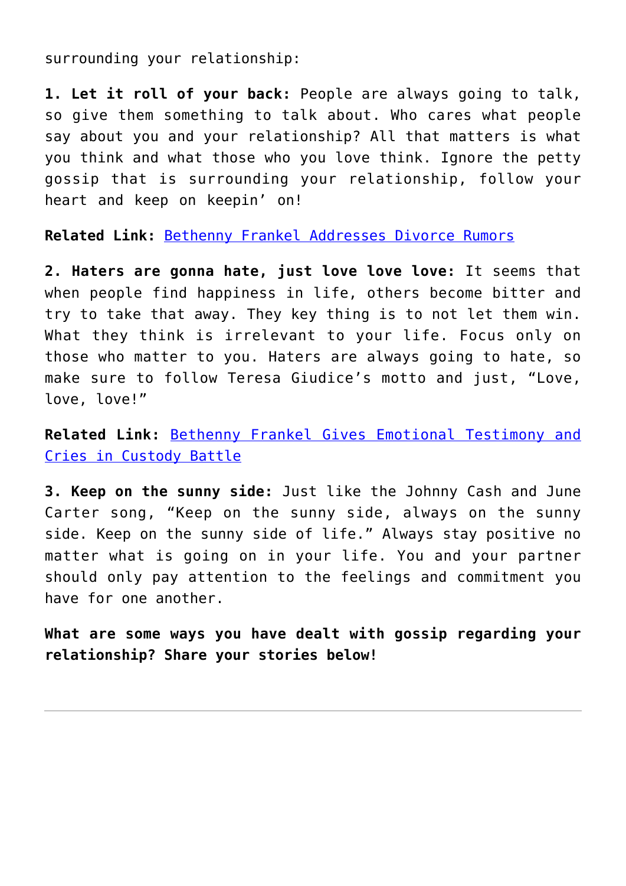surrounding your relationship:

**1. Let it roll of your back:** People are always going to talk, so give them something to talk about. Who cares what people say about you and your relationship? All that matters is what you think and what those who you love think. Ignore the petty gossip that is surrounding your relationship, follow your heart and keep on keepin' on!

**Related Link:** Bethenny Frankel Addresses Divorce Rumors

**2. Haters are gonna hate, just love love love:** It seems that when people find happiness in life, others become bitter and try to take that away. They key thing is to not let them win. What they think is irrelevant to your life. Focus only on those who matter to you. Haters are always going to hate, so make sure to follow Teresa Giudice's motto and just, "Love, love, love!"

**Related Link:** Bethenny Frankel Gives Emotional Testimony and Cries in Custody Battle

**3. Keep on the sunny side:** Just like the Johnny Cash and June Carter song, "Keep on the sunny side, always on the sunny side. Keep on the sunny side of life." Always stay positive no matter what is going on in your life. You and your partner should only pay attention to the feelings and commitment you have for one another.

**What are some ways you have dealt with gossip regarding your relationship? Share your stories below!**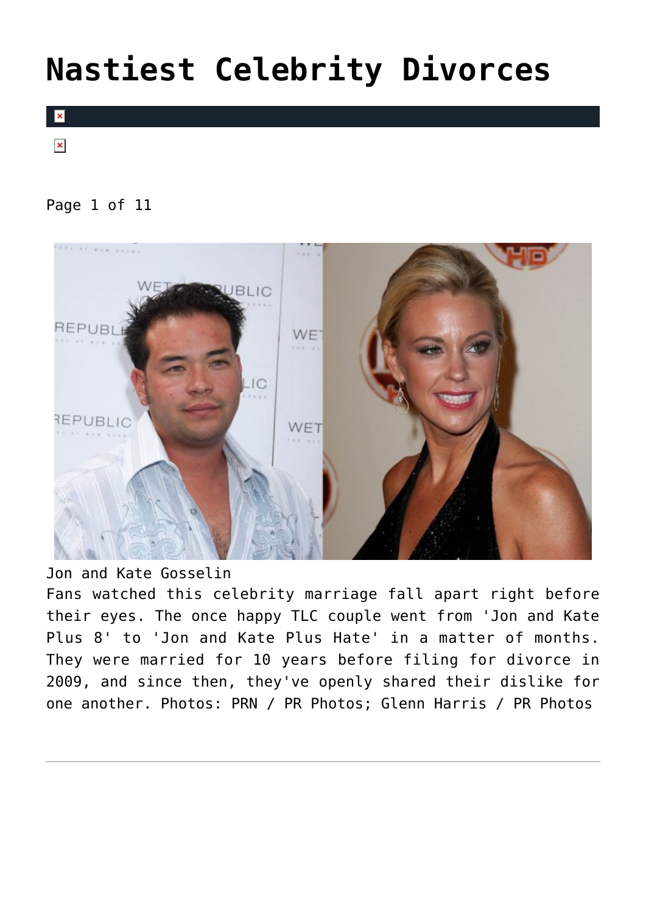# Nastiest Celebrity Divorces

Page 1 of 11

Jon and Kate Gosselin

Fans watched this celebrity marriage fall apart right before their eyes. The once happy TLC couple went from 'Jon and Kate Plus 8' to 'Jon and Kate Plus Hate' in a matter of months. They were married for 10 years before filing for divorce in 2009, and since then, they've openly shared their dislike for one another. Photos: PRN / PR Photos; Glenn Harris / PR Photos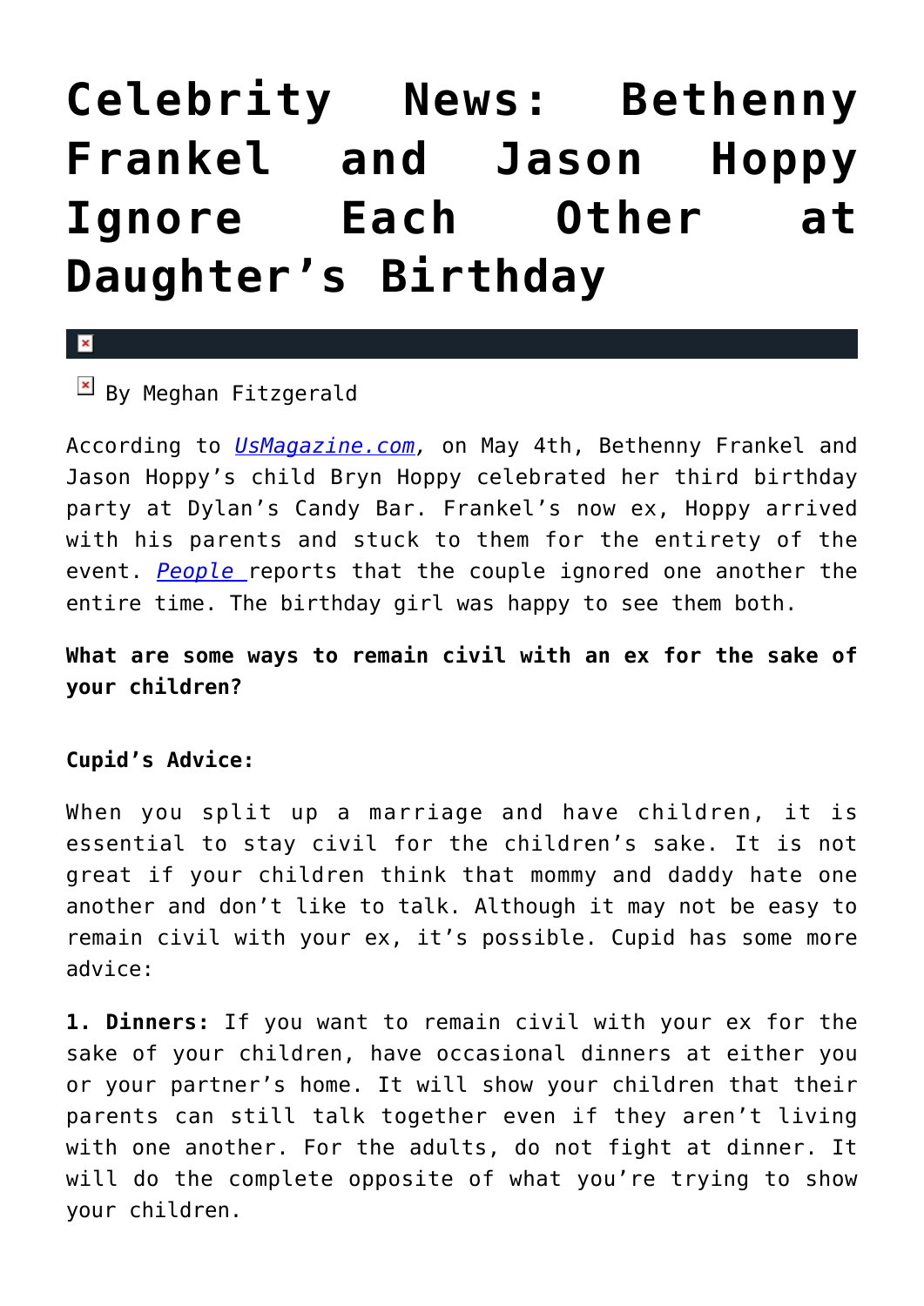# Celebrity News: Bethenny Frankel and Jason Hoppy Ignore Each Other at Daughter's Birthday

By Meghan Fitzgerald

According to *UsMagazine.com*, on May 4th, Bethenny Frankel and Jason Hoppy's child Bryn Hoppy celebrated her third birthday party at Dylan's Candy Bar. Frankel's now ex, Hoppy arrived with his parents and stuck to them for the entirety of the event. *People* reports that the couple ignored one another the entire time. The birthday girl was happy to see them both.

**What are some ways to remain civil with an ex for the sake of your children?**

**Cupid's Advice:**

When you split up a marriage and have children, it is essential to stay civil for the children's sake. It is not great if your children think that mommy and daddy hate one another and don't like to talk. Although it may not be easy to remain civil with your ex, it's possible. Cupid has some more advice:

**1. Dinners:** If you want to remain civil with your ex for the sake of your children, have occasional dinners at either you or your partner's home. It will show your children that their parents can still talk together even if they aren't living with one another. For the adults, do not fight at dinner. It will do the complete opposite of what you're trying to show your children.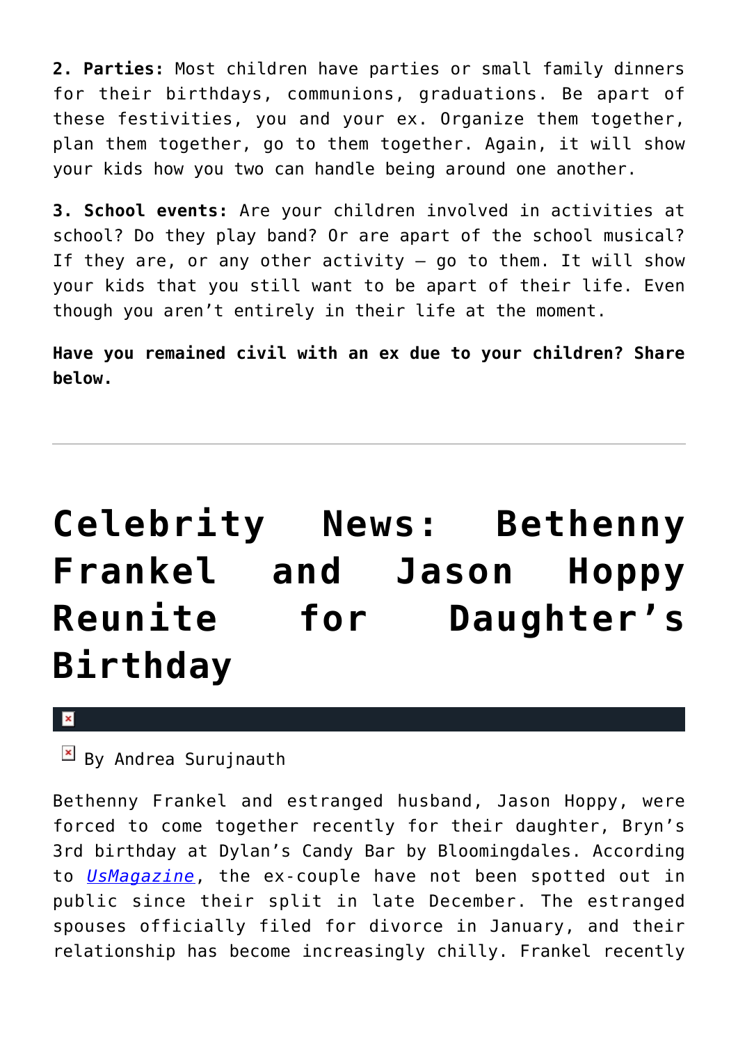**2. Parties:** Most children have parties or small family dinners for their birthdays, communions, graduations. Be apart of these festivities, you and your ex. Organize them together, plan them together, go to them together. Again, it will show your kids how you two can handle being around one another.

**3. School events:** Are your children involved in activities at school? Do they play band? Or are apart of the school musical? If they are, or any other activity – go to them. It will show your kids that you still want to be apart of their life. Even though you aren't entirely in their life at the moment.

**Have you remained civil with an ex due to your children? Share below.**

---

# Celebrity News: Bethenny Frankel and Jason Hoppy Reunite for Daughter's Birthday

By Andrea Surujnauth

Bethenny Frankel and estranged husband, Jason Hoppy, were forced to come together recently for their daughter, Bryn's 3rd birthday at Dylan's Candy Bar by Bloomingdales. According to *UsMagazine*, the ex-couple have not been spotted out in public since their split in late December. The estranged spouses officially filed for divorce in January, and their relationship has become increasingly chilly. Frankel recently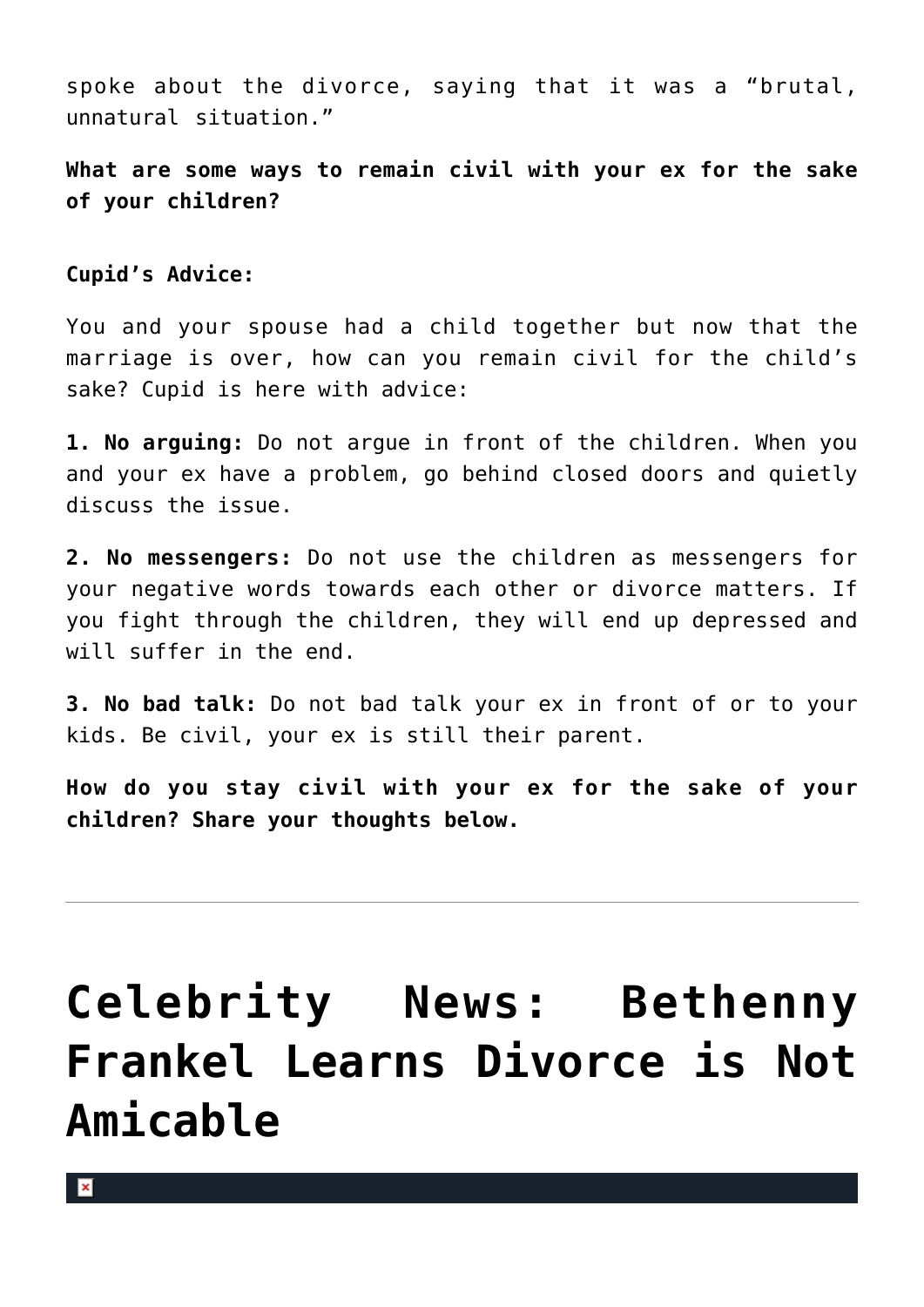spoke about the divorce, saying that it was a "brutal, unnatural situation."

**What are some ways to remain civil with your ex for the sake of your children?**

**Cupid's Advice:**

You and your spouse had a child together but now that the marriage is over, how can you remain civil for the child's sake? Cupid is here with advice:

**1. No arguing:** Do not argue in front of the children. When you and your ex have a problem, go behind closed doors and quietly discuss the issue.

**2. No messengers:** Do not use the children as messengers for your negative words towards each other or divorce matters. If you fight through the children, they will end up depressed and will suffer in the end.

**3. No bad talk:** Do not bad talk your ex in front of or to your kids. Be civil, your ex is still their parent.

**How do you stay civil with your ex for the sake of your children? Share your thoughts below.**

---

# Celebrity News: Bethenny Frankel Learns Divorce is Not Amicable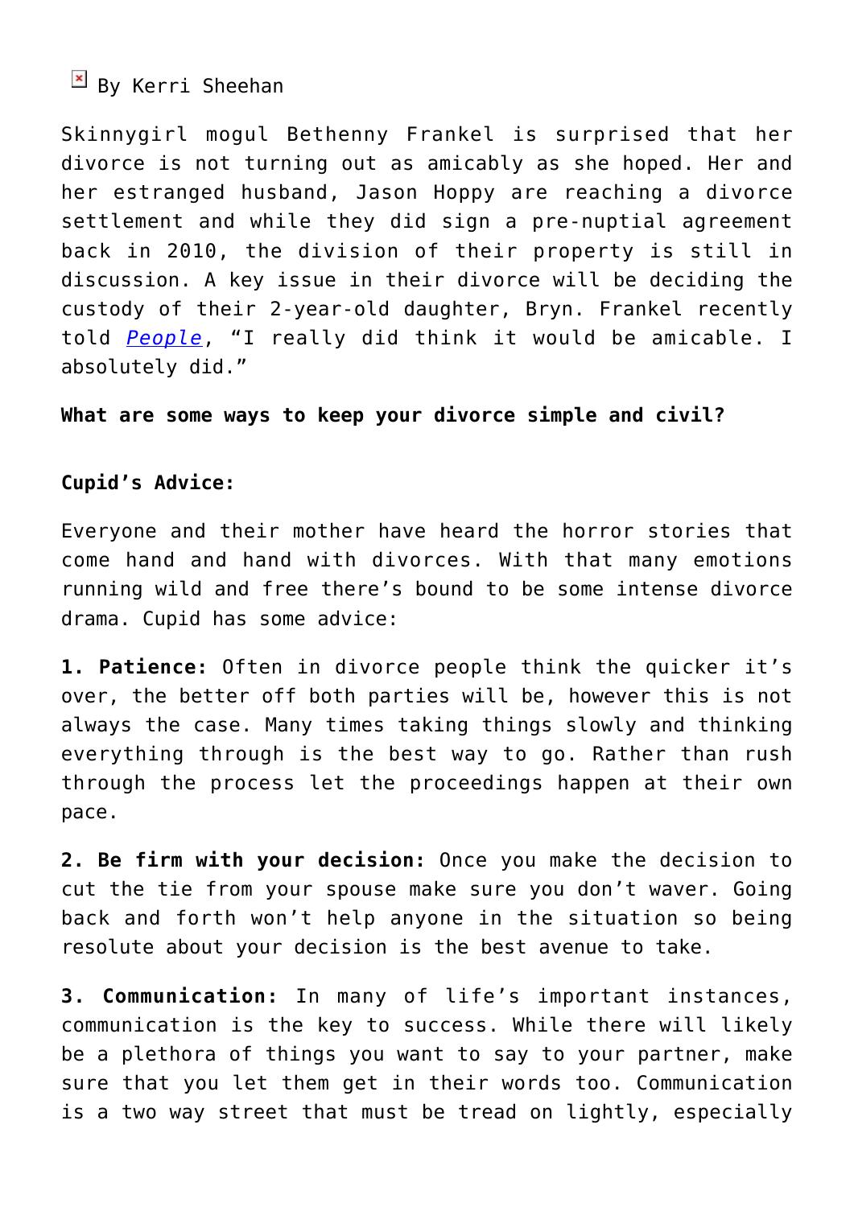By Kerri Sheehan

Skinnygirl mogul Bethenny Frankel is surprised that her divorce is not turning out as amicably as she hoped. Her and her estranged husband, Jason Hoppy are reaching a divorce settlement and while they did sign a pre-nuptial agreement back in 2010, the division of their property is still in discussion. A key issue in their divorce will be deciding the custody of their 2-year-old daughter, Bryn. Frankel recently told *People*, “I really did think it would be amicable. I absolutely did.”

**What are some ways to keep your divorce simple and civil?**

**Cupid’s Advice:**

Everyone and their mother have heard the horror stories that come hand and hand with divorces. With that many emotions running wild and free there’s bound to be some intense divorce drama. Cupid has some advice:

**1. Patience:** Often in divorce people think the quicker it’s over, the better off both parties will be, however this is not always the case. Many times taking things slowly and thinking everything through is the best way to go. Rather than rush through the process let the proceedings happen at their own pace.

**2. Be firm with your decision:** Once you make the decision to cut the tie from your spouse make sure you don’t waver. Going back and forth won’t help anyone in the situation so being resolute about your decision is the best avenue to take.

**3. Communication:** In many of life’s important instances, communication is the key to success. While there will likely be a plethora of things you want to say to your partner, make sure that you let them get in their words too. Communication is a two way street that must be tread on lightly, especially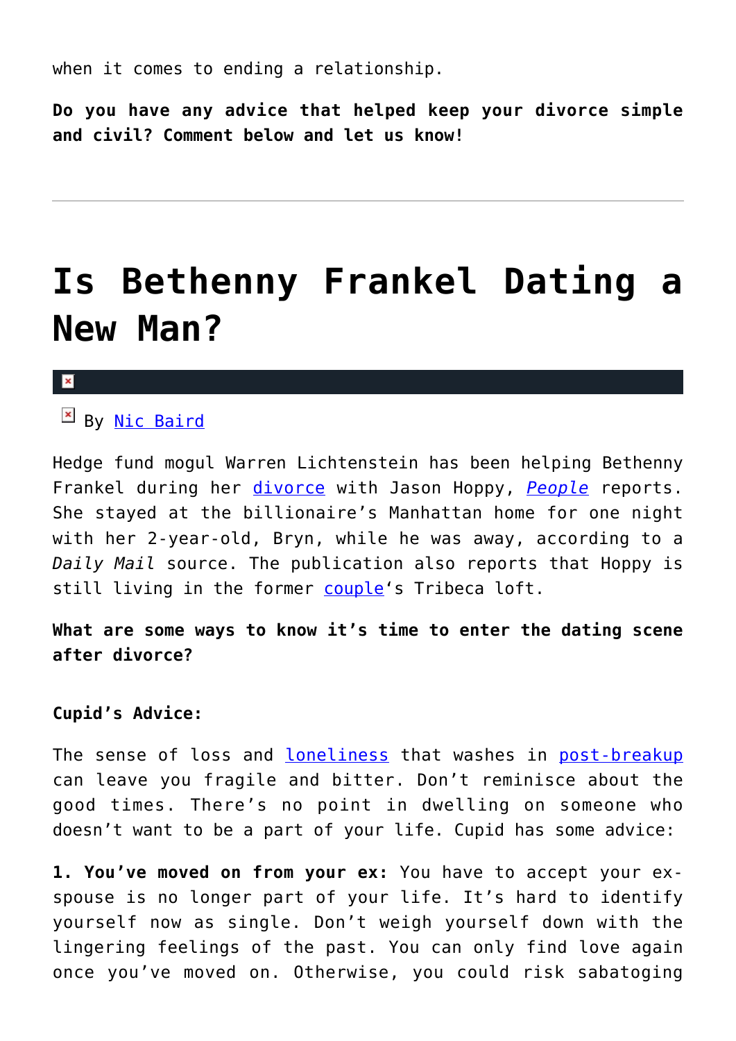when it comes to ending a relationship.

**Do you have any advice that helped keep your divorce simple and civil? Comment below and let us know!**

---

# Is Bethenny Frankel Dating a New Man?

By Nic Baird

Hedge fund mogul Warren Lichtenstein has been helping Bethenny Frankel during her divorce with Jason Hoppy, *People* reports. She stayed at the billionaire's Manhattan home for one night with her 2-year-old, Bryn, while he was away, according to a *Daily Mail* source. The publication also reports that Hoppy is still living in the former couple's Tribeca loft.

**What are some ways to know it's time to enter the dating scene after divorce?**

**Cupid's Advice:**

The sense of loss and loneliness that washes in post-breakup can leave you fragile and bitter. Don't reminisce about the good times. There's no point in dwelling on someone who doesn't want to be a part of your life. Cupid has some advice:

**1. You've moved on from your ex:** You have to accept your ex-spouse is no longer part of your life. It's hard to identify yourself now as single. Don't weigh yourself down with the lingering feelings of the past. You can only find love again once you've moved on. Otherwise, you could risk sabatoging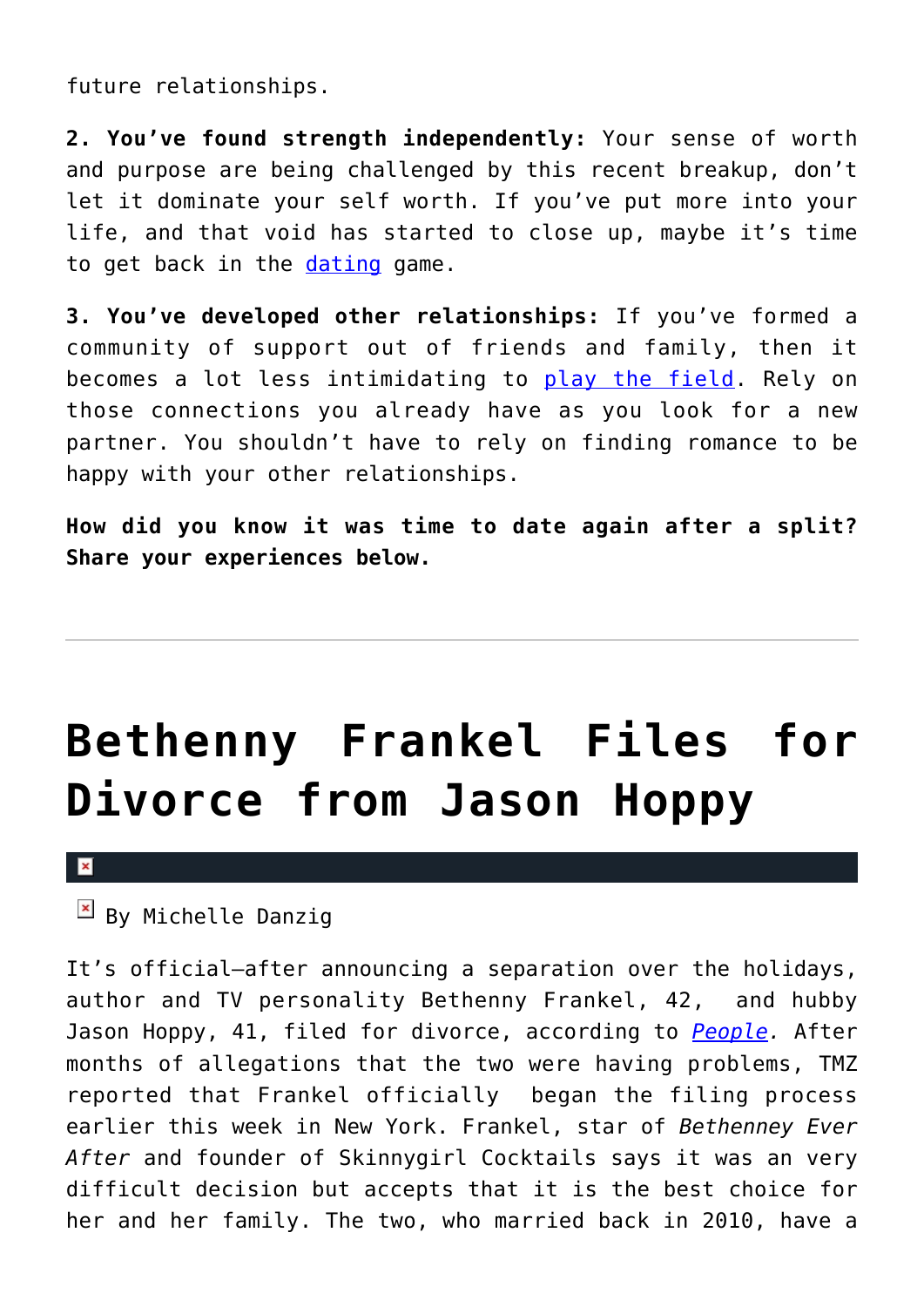future relationships.

**2. You've found strength independently:** Your sense of worth and purpose are being challenged by this recent breakup, don't let it dominate your self worth. If you've put more into your life, and that void has started to close up, maybe it's time to get back in the dating game.

**3. You've developed other relationships:** If you've formed a community of support out of friends and family, then it becomes a lot less intimidating to play the field. Rely on those connections you already have as you look for a new partner. You shouldn't have to rely on finding romance to be happy with your other relationships.

**How did you know it was time to date again after a split? Share your experiences below.**

---

# Bethenny Frankel Files for Divorce from Jason Hoppy

By Michelle Danzig

It's official—after announcing a separation over the holidays, author and TV personality Bethenny Frankel, 42, and hubby Jason Hoppy, 41, filed for divorce, according to *People*. After months of allegations that the two were having problems, TMZ reported that Frankel officially began the filing process earlier this week in New York. Frankel, star of *Bethenney Ever After* and founder of Skinnygirl Cocktails says it was an very difficult decision but accepts that it is the best choice for her and her family. The two, who married back in 2010, have a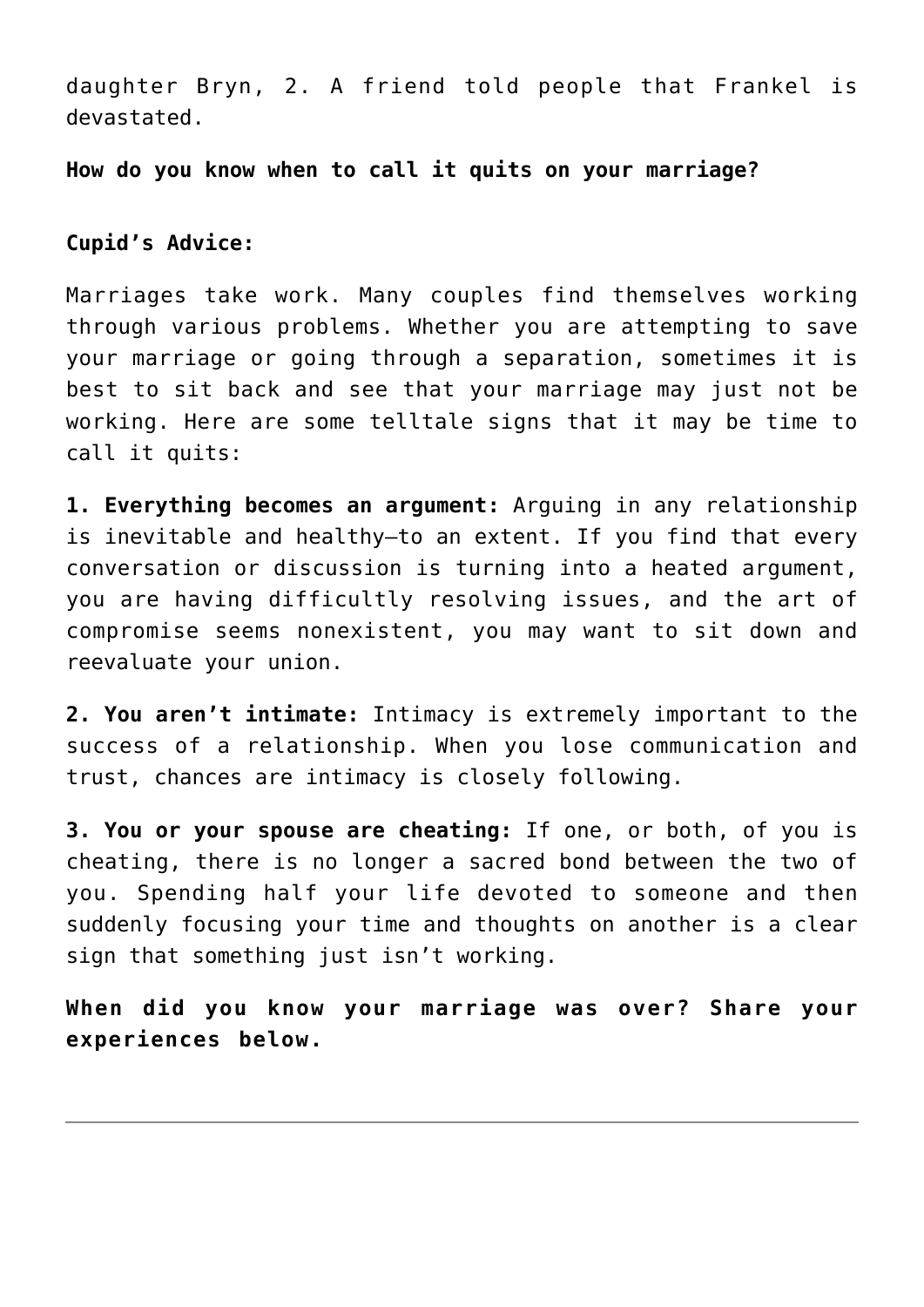daughter Bryn, 2. A friend told people that Frankel is devastated.

**How do you know when to call it quits on your marriage?**

**Cupid's Advice:**

Marriages take work. Many couples find themselves working through various problems. Whether you are attempting to save your marriage or going through a separation, sometimes it is best to sit back and see that your marriage may just not be working. Here are some telltale signs that it may be time to call it quits:

**1. Everything becomes an argument:** Arguing in any relationship is inevitable and healthy–to an extent. If you find that every conversation or discussion is turning into a heated argument, you are having difficultly resolving issues, and the art of compromise seems nonexistent, you may want to sit down and reevaluate your union.

**2. You aren't intimate:** Intimacy is extremely important to the success of a relationship. When you lose communication and trust, chances are intimacy is closely following.

**3. You or your spouse are cheating:** If one, or both, of you is cheating, there is no longer a sacred bond between the two of you. Spending half your life devoted to someone and then suddenly focusing your time and thoughts on another is a clear sign that something just isn't working.

**When did you know your marriage was over? Share your experiences below.**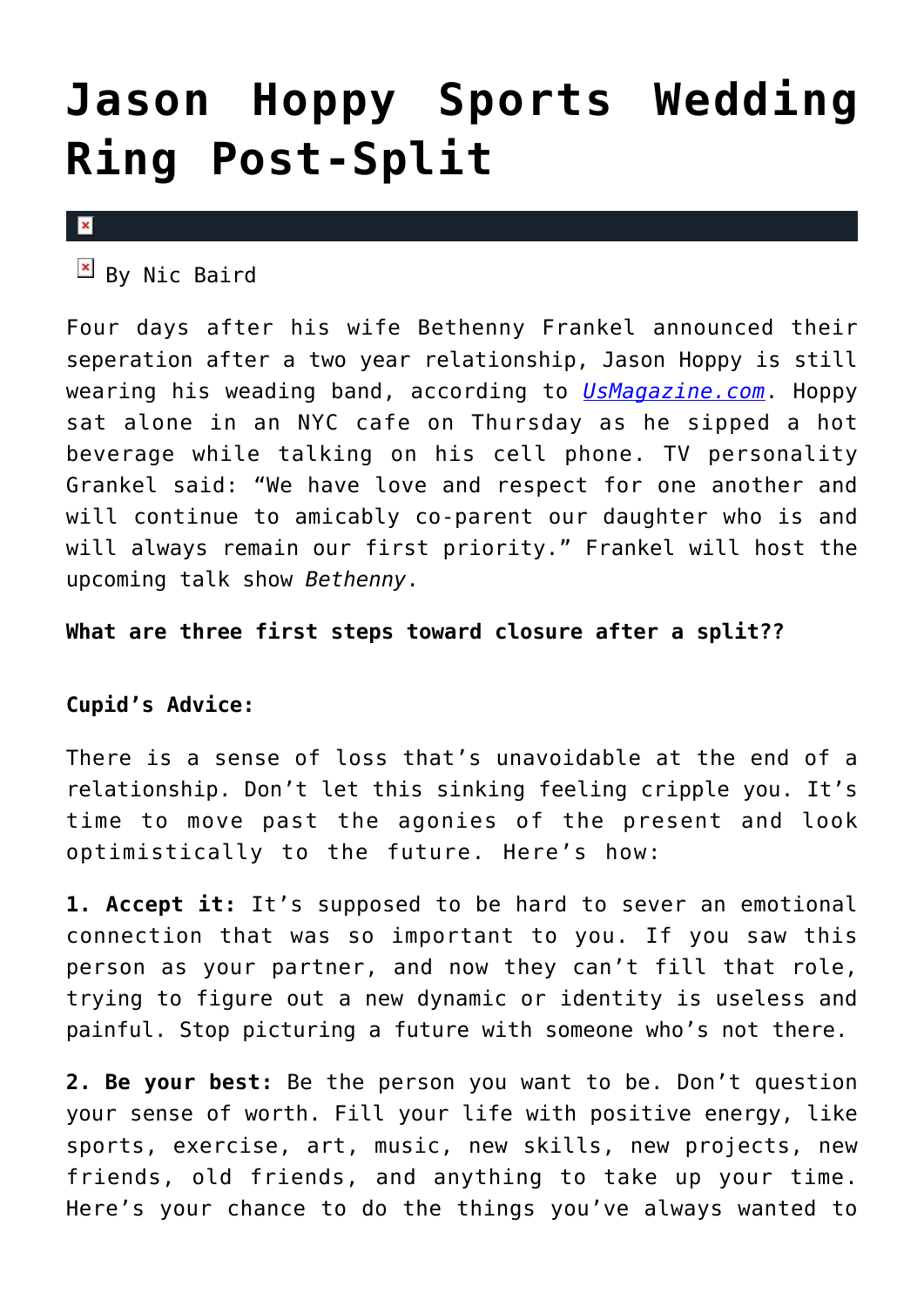# Jason Hoppy Sports Wedding Ring Post-Split

By Nic Baird

Four days after his wife Bethenny Frankel announced their seperation after a two year relationship, Jason Hoppy is still wearing his weading band, according to *UsMagazine.com*. Hoppy sat alone in an NYC cafe on Thursday as he sipped a hot beverage while talking on his cell phone. TV personality Grankel said: "We have love and respect for one another and will continue to amicably co-parent our daughter who is and will always remain our first priority." Frankel will host the upcoming talk show *Bethenny*.

**What are three first steps toward closure after a split??**

**Cupid's Advice:**

There is a sense of loss that's unavoidable at the end of a relationship. Don't let this sinking feeling cripple you. It's time to move past the agonies of the present and look optimistically to the future. Here's how:

**1. Accept it:** It's supposed to be hard to sever an emotional connection that was so important to you. If you saw this person as your partner, and now they can't fill that role, trying to figure out a new dynamic or identity is useless and painful. Stop picturing a future with someone who's not there.

**2. Be your best:** Be the person you want to be. Don't question your sense of worth. Fill your life with positive energy, like sports, exercise, art, music, new skills, new projects, new friends, old friends, and anything to take up your time. Here's your chance to do the things you've always wanted to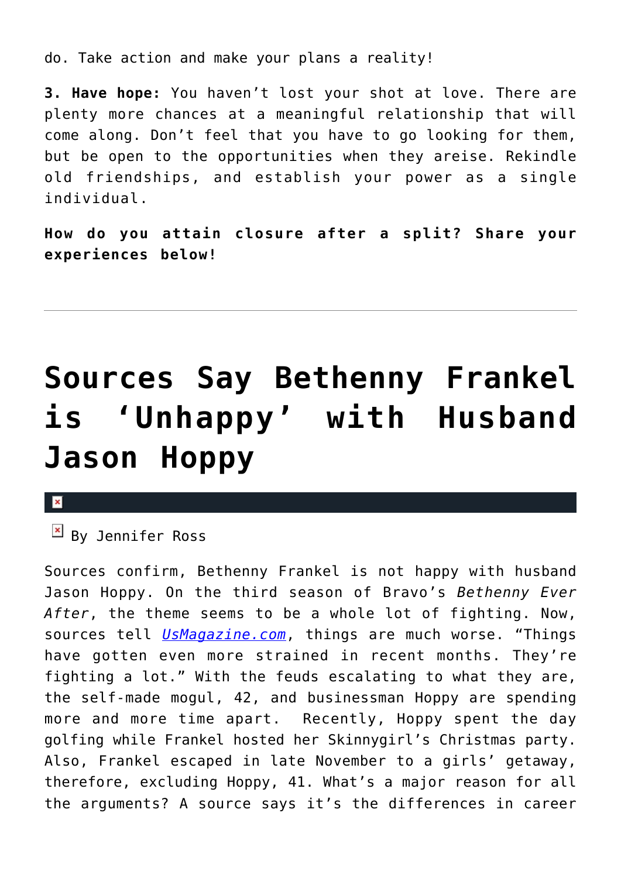do. Take action and make your plans a reality!

**3. Have hope:** You haven't lost your shot at love. There are plenty more chances at a meaningful relationship that will come along. Don't feel that you have to go looking for them, but be open to the opportunities when they areise. Rekindle old friendships, and establish your power as a single individual.

**How do you attain closure after a split? Share your experiences below!**

---

# Sources Say Bethenny Frankel is 'Unhappy' with Husband Jason Hoppy

By Jennifer Ross

Sources confirm, Bethenny Frankel is not happy with husband Jason Hoppy. On the third season of Bravo's *Bethenny Ever After*, the theme seems to be a whole lot of fighting. Now, sources tell *UsMagazine.com*, things are much worse. "Things have gotten even more strained in recent months. They're fighting a lot." With the feuds escalating to what they are, the self-made mogul, 42, and businessman Hoppy are spending more and more time apart. Recently, Hoppy spent the day golfing while Frankel hosted her Skinnygirl's Christmas party. Also, Frankel escaped in late November to a girls' getaway, therefore, excluding Hoppy, 41. What's a major reason for all the arguments? A source says it's the differences in career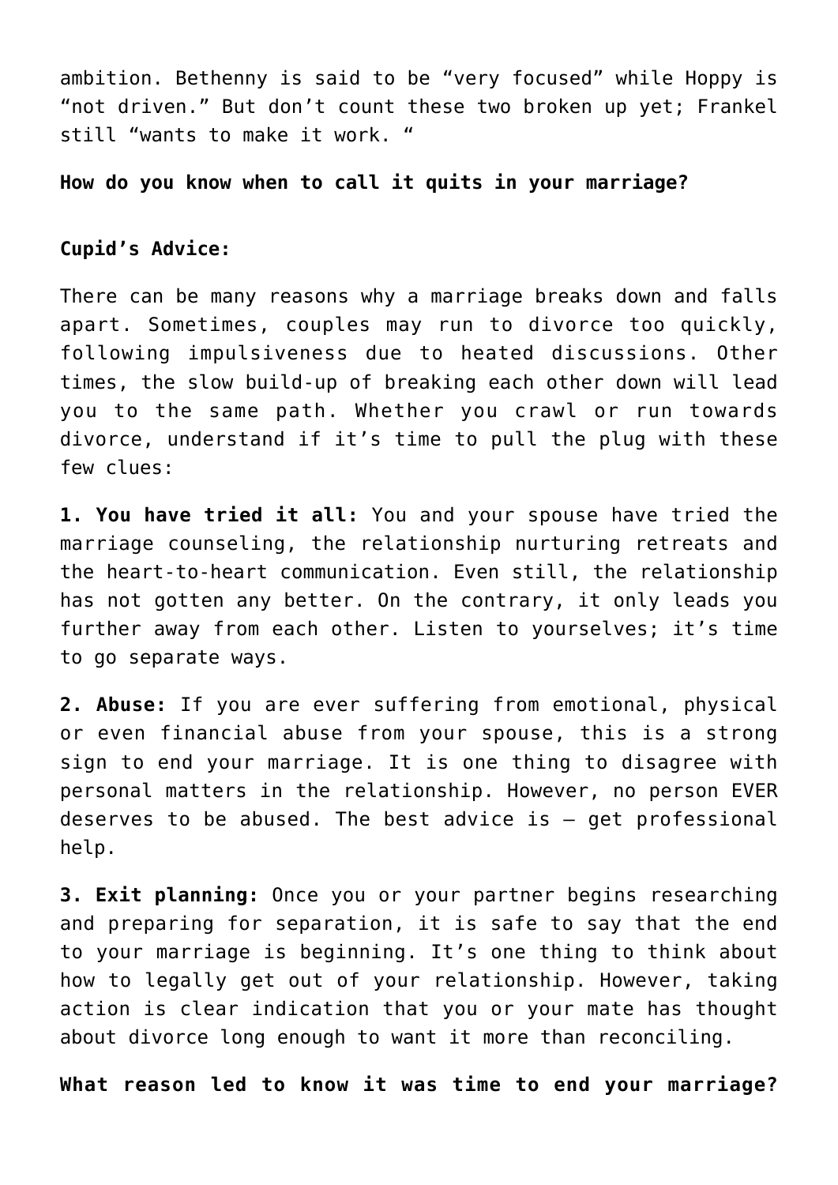ambition. Bethenny is said to be “very focused” while Hoppy is “not driven.” But don’t count these two broken up yet; Frankel still “wants to make it work. “

**How do you know when to call it quits in your marriage?**

**Cupid’s Advice:**

There can be many reasons why a marriage breaks down and falls apart. Sometimes, couples may run to divorce too quickly, following impulsiveness due to heated discussions. Other times, the slow build-up of breaking each other down will lead you to the same path. Whether you crawl or run towards divorce, understand if it’s time to pull the plug with these few clues:

**1. You have tried it all:** You and your spouse have tried the marriage counseling, the relationship nurturing retreats and the heart-to-heart communication. Even still, the relationship has not gotten any better. On the contrary, it only leads you further away from each other. Listen to yourselves; it’s time to go separate ways.

**2. Abuse:** If you are ever suffering from emotional, physical or even financial abuse from your spouse, this is a strong sign to end your marriage. It is one thing to disagree with personal matters in the relationship. However, no person EVER deserves to be abused. The best advice is – get professional help.

**3. Exit planning:** Once you or your partner begins researching and preparing for separation, it is safe to say that the end to your marriage is beginning. It’s one thing to think about how to legally get out of your relationship. However, taking action is clear indication that you or your mate has thought about divorce long enough to want it more than reconciling.

**What reason led to know it was time to end your marriage?**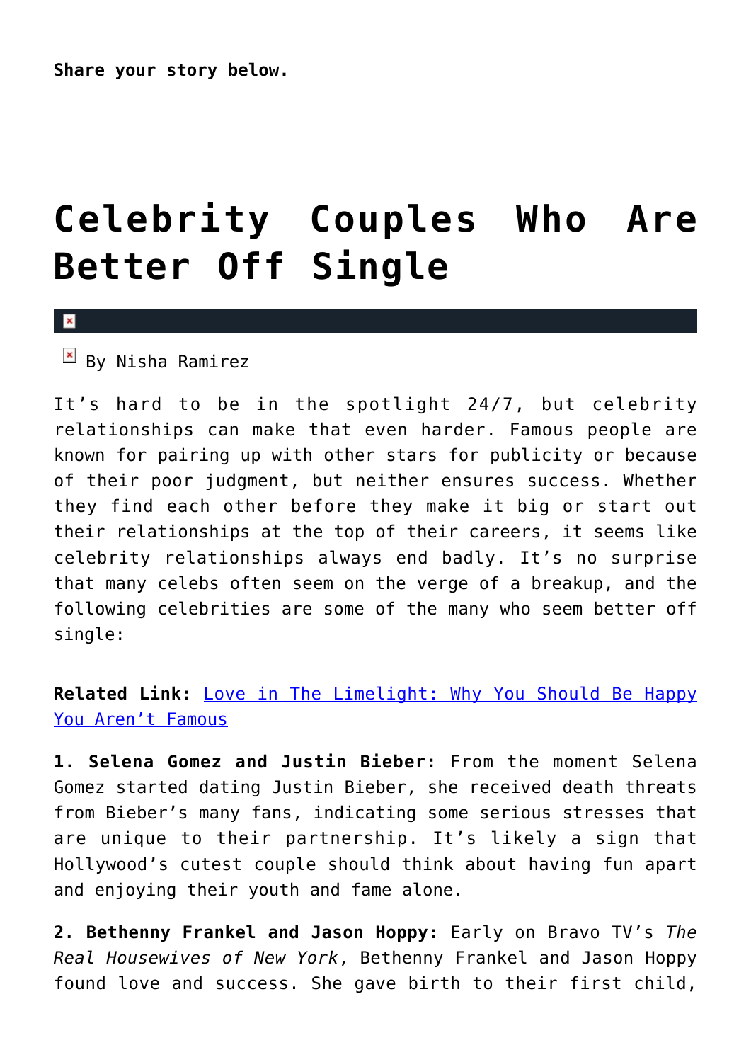**Share your story below.**

---

# Celebrity Couples Who Are Better Off Single

By Nisha Ramirez

It's hard to be in the spotlight 24/7, but celebrity relationships can make that even harder. Famous people are known for pairing up with other stars for publicity or because of their poor judgment, but neither ensures success. Whether they find each other before they make it big or start out their relationships at the top of their careers, it seems like celebrity relationships always end badly. It's no surprise that many celebs often seem on the verge of a breakup, and the following celebrities are some of the many who seem better off single:

**Related Link:** [Love in The Limelight: Why You Should Be Happy You Aren't Famous]()

**1. Selena Gomez and Justin Bieber:** From the moment Selena Gomez started dating Justin Bieber, she received death threats from Bieber's many fans, indicating some serious stresses that are unique to their partnership. It's likely a sign that Hollywood's cutest couple should think about having fun apart and enjoying their youth and fame alone.

**2. Bethenny Frankel and Jason Hoppy:** Early on Bravo TV's *The Real Housewives of New York*, Bethenny Frankel and Jason Hoppy found love and success. She gave birth to their first child,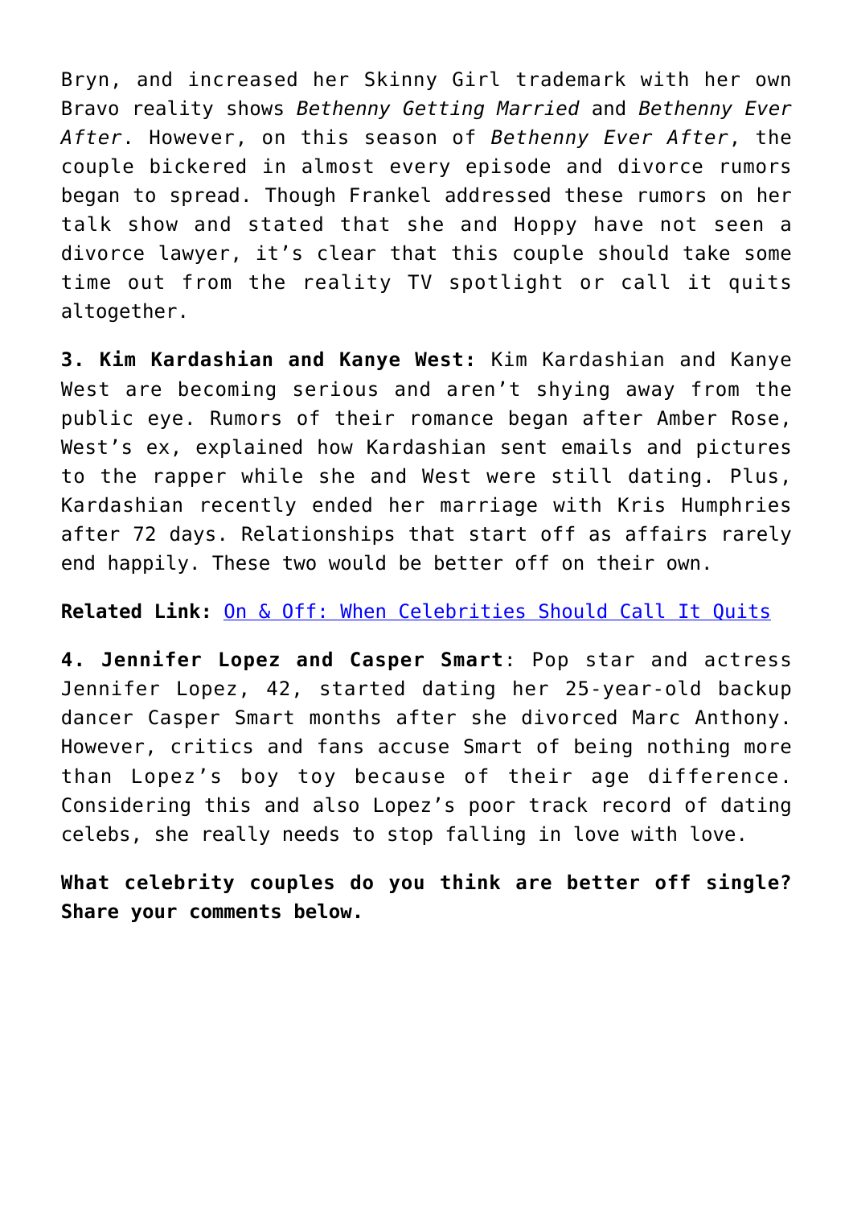Bryn, and increased her Skinny Girl trademark with her own Bravo reality shows *Bethenny Getting Married* and *Bethenny Ever After*. However, on this season of *Bethenny Ever After*, the couple bickered in almost every episode and divorce rumors began to spread. Though Frankel addressed these rumors on her talk show and stated that she and Hoppy have not seen a divorce lawyer, it's clear that this couple should take some time out from the reality TV spotlight or call it quits altogether.

**3. Kim Kardashian and Kanye West:** Kim Kardashian and Kanye West are becoming serious and aren't shying away from the public eye. Rumors of their romance began after Amber Rose, West's ex, explained how Kardashian sent emails and pictures to the rapper while she and West were still dating. Plus, Kardashian recently ended her marriage with Kris Humphries after 72 days. Relationships that start off as affairs rarely end happily. These two would be better off on their own.

**Related Link:** On & Off: When Celebrities Should Call It Quits

**4. Jennifer Lopez and Casper Smart**: Pop star and actress Jennifer Lopez, 42, started dating her 25-year-old backup dancer Casper Smart months after she divorced Marc Anthony. However, critics and fans accuse Smart of being nothing more than Lopez's boy toy because of their age difference. Considering this and also Lopez's poor track record of dating celebs, she really needs to stop falling in love with love.

**What celebrity couples do you think are better off single? Share your comments below.**